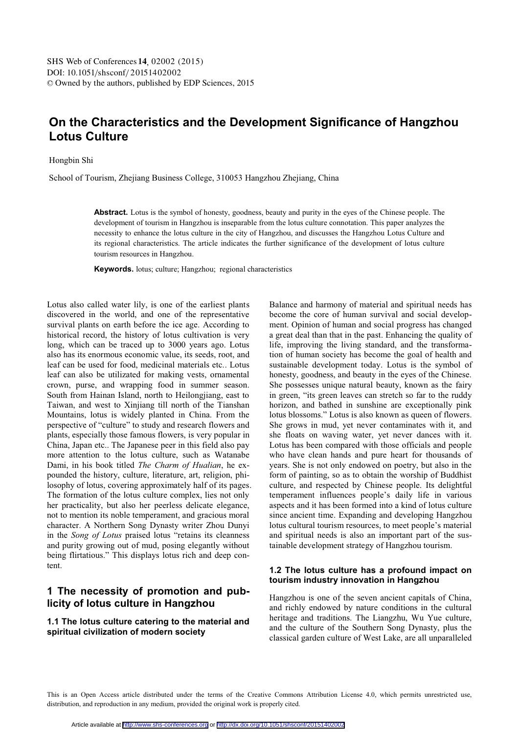# On the Characteristics and the Development Significance of Hangzhou Lotus Culture

Hongbin Shi

School of Tourism, Zhejiang Business College, 310053 Hangzhou Zhejiang, China

**Abstract.** Lotus is the symbol of honesty, goodness, beauty and purity in the eyes of the Chinese people. The development of tourism in Hangzhou is inseparable from the lotus culture connotation. This paper analyzes the necessity to enhance the lotus culture in the city of Hangzhou, and discusses the Hangzhou Lotus Culture and its regional characteristics. The article indicates the further significance of the development of lotus culture tourism resources in Hangzhou.

**Keywords.** lotus; culture; Hangzhou; regional characteristics

Lotus also called water lily, is one of the earliest plants discovered in the world, and one of the representative survival plants on earth before the ice age. According to historical record, the history of lotus cultivation is very long, which can be traced up to 3000 years ago. Lotus also has its enormous economic value, its seeds, root, and leaf can be used for food, medicinal materials etc.. Lotus leaf can also be utilizated for making vests, ornamental crown, purse, and wrapping food in summer season. South from Hainan Island, north to Heilongjiang, east to Taiwan, and west to Xinjiang till north of the Tianshan Mountains, lotus is widely planted in China. From the perspective of "culture" to study and research flowers and plants, especially those famous flowers, is very popular in China, Japan etc.. The Japanese peer in this field also pay more attention to the lotus culture, such as Watanabe Dami, in his book titled *The Charm of Hualian*, he expounded the history, culture, literature, art, religion, philosophy of lotus, covering approximately half of its pages. The formation of the lotus culture complex, lies not only her practicality, but also her peerless delicate elegance, not to mention its noble temperament, and gracious moral character. A Northern Song Dynasty writer Zhou Dunyi in the *Song of Lotus* praised lotus "retains its cleanness and purity growing out of mud, posing elegantly without being flirtatious." This displays lotus rich and deep content.

## 1 The necessity of promotion and publicity of lotus culture in Hangzhou

### 1.1 The lotus culture catering to the material and spiritual civilization of modern society

Balance and harmony of material and spiritual needs has become the core of human survival and social development. Opinion of human and social progress has changed a great deal than that in the past. Enhancing the quality of life, improving the living standard, and the transformation of human society has become the goal of health and sustainable development today. Lotus is the symbol of honesty, goodness, and beauty in the eyes of the Chinese. She possesses unique natural beauty, known as the fairy in green, "its green leaves can stretch so far to the ruddy horizon, and bathed in sunshine are exceptionally pink lotus blossoms." Lotus is also known as queen of flowers. She grows in mud, yet never contaminates with it, and she floats on waving water, yet never dances with it. Lotus has been compared with those officials and people who have clean hands and pure heart for thousands of years. She is not only endowed on poetry, but also in the form of painting, so as to obtain the worship of Buddhist culture, and respected by Chinese people. Its delightful temperament influences people's daily life in various aspects and it has been formed into a kind of lotus culture since ancient time. Expanding and developing Hangzhou lotus cultural tourism resources, to meet people's material and spiritual needs is also an important part of the sustainable development strategy of Hangzhou tourism.

### 1.2 The lotus culture has a profound impact on tourism industry innovation in Hangzhou

Hangzhou is one of the seven ancient capitals of China, and richly endowed by nature conditions in the cultural heritage and traditions. The Liangzhu, Wu Yue culture, and the culture of the Southern Song Dynasty, plus the classical garden culture of West Lake, are all unparalleled

This is an Open Access article distributed under the terms of the Creative Commons Attribution License 4.0, which permits unrestricted use, distribution, and reproduction in any medium, provided the original work is properly cited.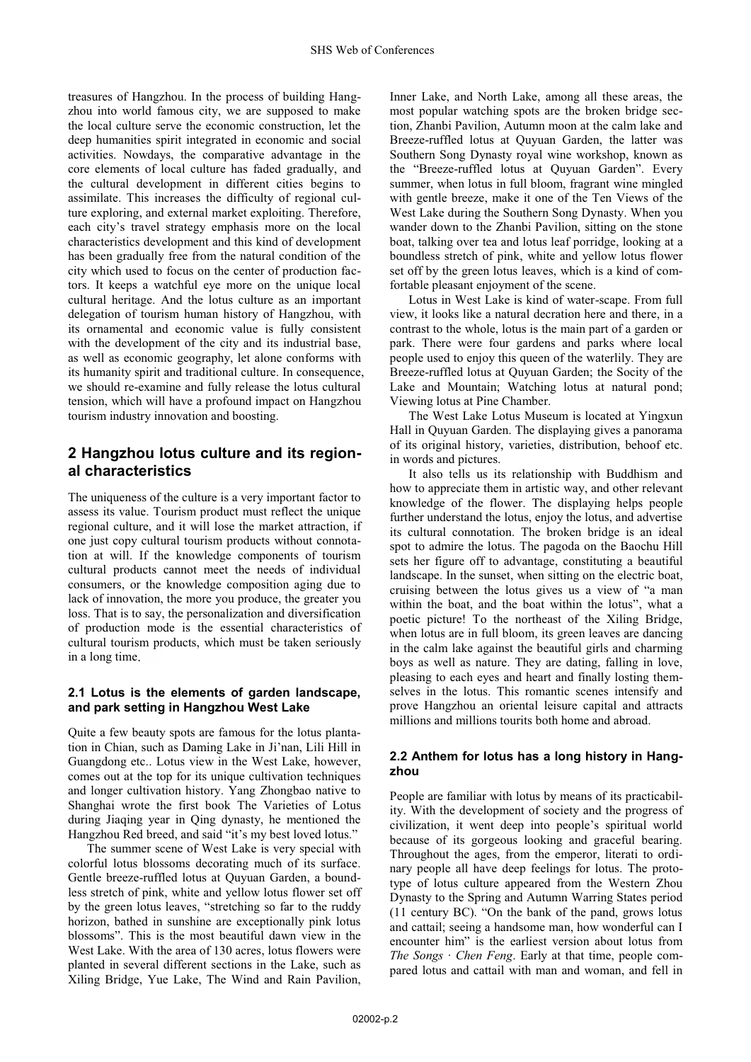treasures of Hangzhou. In the process of building Hangzhou into world famous city, we are supposed to make the local culture serve the economic construction, let the deep humanities spirit integrated in economic and social activities. Nowdays, the comparative advantage in the core elements of local culture has faded gradually, and the cultural development in different cities begins to assimilate. This increases the difficulty of regional culture exploring, and external market exploiting. Therefore, each city's travel strategy emphasis more on the local characteristics development and this kind of development has been gradually free from the natural condition of the city which used to focus on the center of production factors. It keeps a watchful eye more on the unique local cultural heritage. And the lotus culture as an important delegation of tourism human history of Hangzhou, with its ornamental and economic value is fully consistent with the development of the city and its industrial base, as well as economic geography, let alone conforms with its humanity spirit and traditional culture. In consequence, we should re-examine and fully release the lotus cultural tension, which will have a profound impact on Hangzhou tourism industry innovation and boosting.

## 2 Hangzhou lotus culture and its regional characteristics

The uniqueness of the culture is a very important factor to assess its value. Tourism product must reflect the unique regional culture, and it will lose the market attraction, if one just copy cultural tourism products without connotation at will. If the knowledge components of tourism cultural products cannot meet the needs of individual consumers, or the knowledge composition aging due to lack of innovation, the more you produce, the greater you loss. That is to say, the personalization and diversification of production mode is the essential characteristics of cultural tourism products, which must be taken seriously in a long time.

### 2.1 Lotus is the elements of garden landscape, and park setting in Hangzhou West Lake

Quite a few beauty spots are famous for the lotus plantation in Chian, such as Daming Lake in Ji'nan, Lili Hill in Guangdong etc.. Lotus view in the West Lake, however, comes out at the top for its unique cultivation techniques and longer cultivation history. Yang Zhongbao native to Shanghai wrote the first book The Varieties of Lotus during Jiaqing year in Qing dynasty, he mentioned the Hangzhou Red breed, and said "it's my best loved lotus."

The summer scene of West Lake is very special with colorful lotus blossoms decorating much of its surface. Gentle breeze-ruffled lotus at Quyuan Garden, a boundless stretch of pink, white and yellow lotus flower set off by the green lotus leaves, "stretching so far to the ruddy horizon, bathed in sunshine are exceptionally pink lotus blossoms". This is the most beautiful dawn view in the West Lake. With the area of 130 acres, lotus flowers were planted in several different sections in the Lake, such as Xiling Bridge, Yue Lake, The Wind and Rain Pavilion, Inner Lake, and North Lake, among all these areas, the most popular watching spots are the broken bridge section, Zhanbi Pavilion, Autumn moon at the calm lake and Breeze-ruffled lotus at Quyuan Garden, the latter was Southern Song Dynasty royal wine workshop, known as the "Breeze-ruffled lotus at Quyuan Garden". Every summer, when lotus in full bloom, fragrant wine mingled with gentle breeze, make it one of the Ten Views of the West Lake during the Southern Song Dynasty. When you wander down to the Zhanbi Pavilion, sitting on the stone boat, talking over tea and lotus leaf porridge, looking at a boundless stretch of pink, white and yellow lotus flower set off by the green lotus leaves, which is a kind of comfortable pleasant enjoyment of the scene.

Lotus in West Lake is kind of water-scape. From full view, it looks like a natural decration here and there, in a contrast to the whole, lotus is the main part of a garden or park. There were four gardens and parks where local people used to enjoy this queen of the waterlily. They are Breeze-ruffled lotus at Quyuan Garden; the Socity of the Lake and Mountain; Watching lotus at natural pond; Viewing lotus at Pine Chamber.

The West Lake Lotus Museum is located at Yingxun Hall in Quyuan Garden. The displaying gives a panorama of its original history, varieties, distribution, behoof etc. in words and pictures.

It also tells us its relationship with Buddhism and how to appreciate them in artistic way, and other relevant knowledge of the flower. The displaying helps people further understand the lotus, enjoy the lotus, and advertise its cultural connotation. The broken bridge is an ideal spot to admire the lotus. The pagoda on the Baochu Hill sets her figure off to advantage, constituting a beautiful landscape. In the sunset, when sitting on the electric boat, cruising between the lotus gives us a view of "a man within the boat, and the boat within the lotus", what a poetic picture! To the northeast of the Xiling Bridge, when lotus are in full bloom, its green leaves are dancing in the calm lake against the beautiful girls and charming boys as well as nature. They are dating, falling in love, pleasing to each eyes and heart and finally losting themselves in the lotus. This romantic scenes intensify and prove Hangzhou an oriental leisure capital and attracts millions and millions tourits both home and abroad.

### 2.2 Anthem for lotus has a long history in Hangzhou

People are familiar with lotus by means of its practicability. With the development of society and the progress of civilization, it went deep into people's spiritual world because of its gorgeous looking and graceful bearing. Throughout the ages, from the emperor, literati to ordinary people all have deep feelings for lotus. The prototype of lotus culture appeared from the Western Zhou Dynasty to the Spring and Autumn Warring States period (11 century BC). "On the bank of the pand, grows lotus and cattail; seeing a handsome man, how wonderful can I encounter him" is the earliest version about lotus from *The Songs · Chen Feng*. Early at that time, people compared lotus and cattail with man and woman, and fell in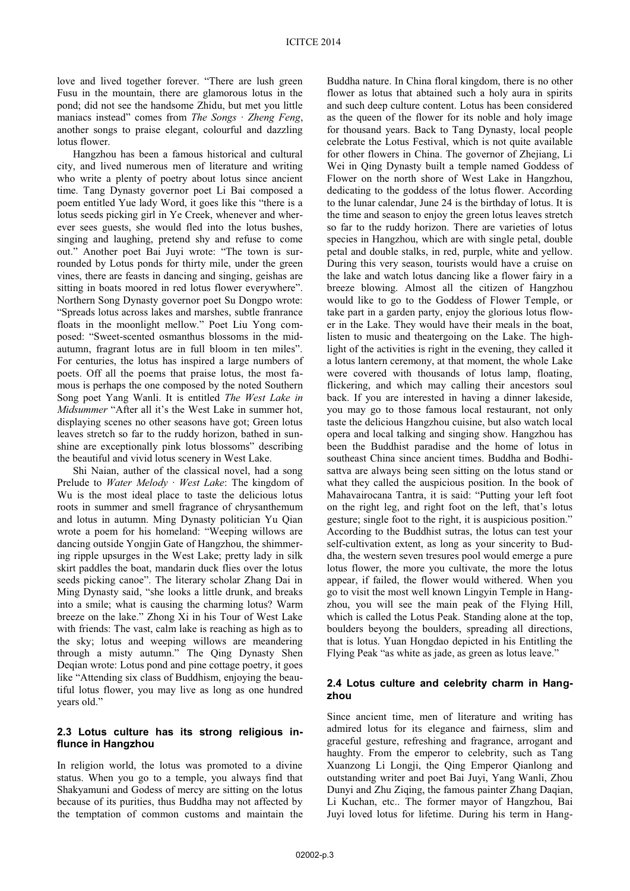love and lived together forever. "There are lush green Fusu in the mountain, there are glamorous lotus in the pond; did not see the handsome Zhidu, but met you little maniacs instead" comes from *The Songs · Zheng Feng*, another songs to praise elegant, colourful and dazzling lotus flower.

Hangzhou has been a famous historical and cultural city, and lived numerous men of literature and writing who write a plenty of poetry about lotus since ancient time. Tang Dynasty governor poet Li Bai composed a poem entitled Yue lady Word, it goes like this "there is a lotus seeds picking girl in Ye Creek, whenever and wherever sees guests, she would fled into the lotus bushes, singing and laughing, pretend shy and refuse to come out." Another poet Bai Juyi wrote: "The town is surrounded by Lotus ponds for thirty mile, under the green vines, there are feasts in dancing and singing, geishas are sitting in boats moored in red lotus flower everywhere". Northern Song Dynasty governor poet Su Dongpo wrote: "Spreads lotus across lakes and marshes, subtle franrance floats in the moonlight mellow." Poet Liu Yong composed: "Sweet-scented osmanthus blossoms in the mid-autumn, fragrant lotus are in full bloom in ten miles". For centuries, the lotus has inspired a large numbers of poets. Off all the poems that praise lotus, the most famous is perhaps the one composed by the noted Southern Song poet Yang Wanli. It is entitled *The West Lake in Midsummer* "After all it's the West Lake in summer hot, displaying scenes no other seasons have got; Green lotus leaves stretch so far to the ruddy horizon, bathed in sunshine are exceptionally pink lotus blossoms" describing the beautiful and vivid lotus scenery in West Lake.

Shi Naian, auther of the classical novel, had a song Prelude to *Water Melody · West Lake*: The kingdom of Wu is the most ideal place to taste the delicious lotus roots in summer and smell fragrance of chrysanthemum and lotus in autumn. Ming Dynasty politician Yu Qian wrote a poem for his homeland: "Weeping willows are dancing outside Yongjin Gate of Hangzhou, the shimmering ripple upsurges in the West Lake; pretty lady in silk skirt paddles the boat, mandarin duck flies over the lotus seeds picking canoe". The literary scholar Zhang Dai in Ming Dynasty said, "she looks a little drunk, and breaks into a smile; what is causing the charming lotus? Warm breeze on the lake." Zhong Xi in his Tour of West Lake with friends: The vast, calm lake is reaching as high as to the sky; lotus and weeping willows are meandering through a misty autumn." The Qing Dynasty Shen Deqian wrote: Lotus pond and pine cottage poetry, it goes like "Attending six class of Buddhism, enjoying the beautiful lotus flower, you may live as long as one hundred years old."

## 2.3 Lotus culture has its strong religious influnce in Hangzhou

In religion world, the lotus was promoted to a divine status. When you go to a temple, you always find that Shakyamuni and Godess of mercy are sitting on the lotus because of its purities, thus Buddha may not affected by the temptation of common customs and maintain the Buddha nature. In China floral kingdom, there is no other flower as lotus that abtained such a holy aura in spirits and such deep culture content. Lotus has been considered as the queen of the flower for its noble and holy image for thousand years. Back to Tang Dynasty, local people celebrate the Lotus Festival, which is not quite available for other flowers in China. The governor of Zhejiang, Li Wei in Qing Dynasty built a temple named Goddess of Flower on the north shore of West Lake in Hangzhou, dedicating to the goddess of the lotus flower. According to the lunar calendar, June 24 is the birthday of lotus. It is the time and season to enjoy the green lotus leaves stretch so far to the ruddy horizon. There are varieties of lotus species in Hangzhou, which are with single petal, double petal and double stalks, in red, purple, white and yellow. During this very season, tourists would have a cruise on the lake and watch lotus dancing like a flower fairy in a breeze blowing. Almost all the citizen of Hangzhou would like to go to the Goddess of Flower Temple, or take part in a garden party, enjoy the glorious lotus flower in the Lake. They would have their meals in the boat, listen to music and theatergoing on the Lake. The highlight of the activities is right in the evening, they called it a lotus lantern ceremony, at that moment, the whole Lake were covered with thousands of lotus lamp, floating, flickering, and which may calling their ancestors soul back. If you are interested in having a dinner lakeside, you may go to those famous local restaurant, not only taste the delicious Hangzhou cuisine, but also watch local opera and local talking and singing show. Hangzhou has been the Buddhist paradise and the home of lotus in southeast China since ancient times. Buddha and Bodhisattva are always being seen sitting on the lotus stand or what they called the auspicious position. In the book of Mahavairocana Tantra, it is said: "Putting your left foot on the right leg, and right foot on the left, that's lotus gesture; single foot to the right, it is auspicious position." According to the Buddhist sutras, the lotus can test your self-cultivation extent, as long as your sincerity to Buddha, the western seven tresures pool would emerge a pure lotus flower, the more you cultivate, the more the lotus appear, if failed, the flower would withered. When you go to visit the most well known Lingyin Temple in Hangzhou, you will see the main peak of the Flying Hill, which is called the Lotus Peak. Standing alone at the top, boulders beyong the boulders, spreading all directions, that is lotus. Yuan Hongdao depicted in his Entitling the Flying Peak "as white as jade, as green as lotus leave."

## 2.4 Lotus culture and celebrity charm in Hangzhou

Since ancient time, men of literature and writing has admired lotus for its elegance and fairness, slim and graceful gesture, refreshing and fragrance, arrogant and haughty. From the emperor to celebrity, such as Tang Xuanzong Li Longji, the Qing Emperor Qianlong and outstanding writer and poet Bai Juyi, Yang Wanli, Zhou Dunyi and Zhu Ziqing, the famous painter Zhang Daqian, Li Kuchan, etc.. The former mayor of Hangzhou, Bai Juyi loved lotus for lifetime. During his term in Hang-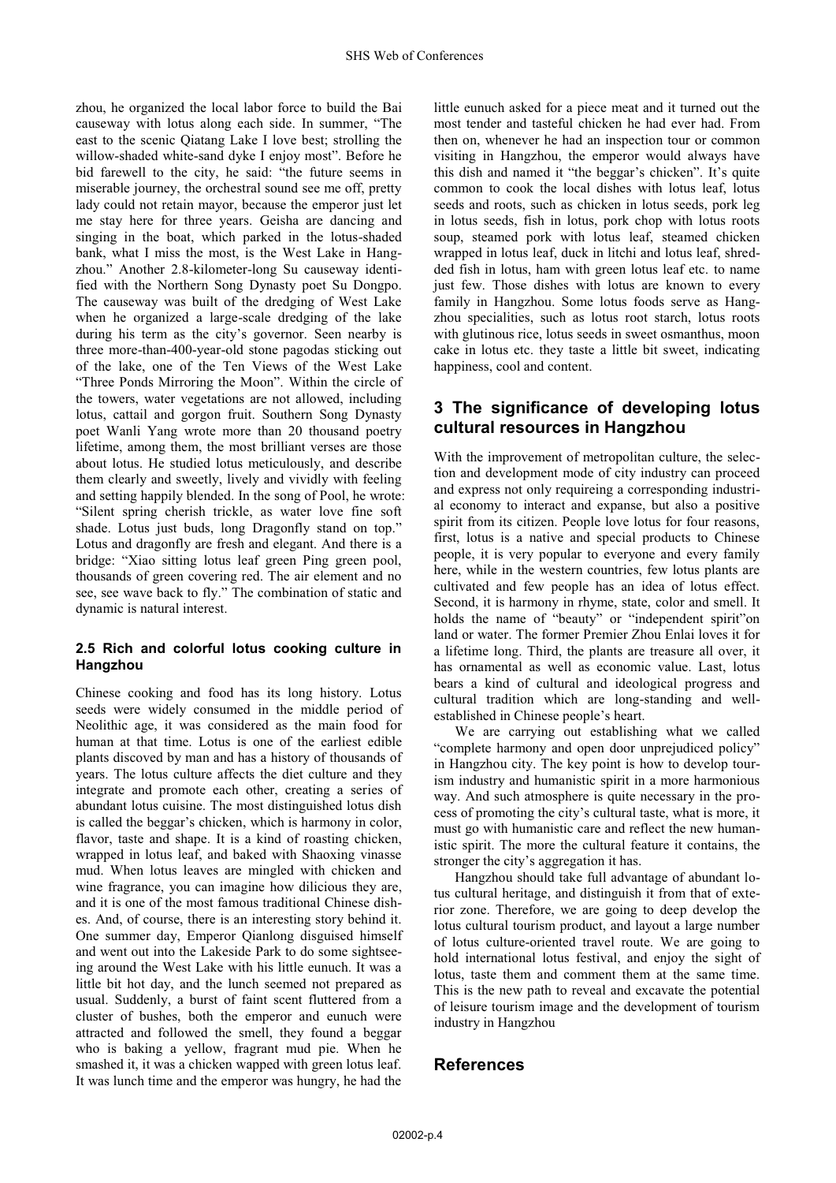zhou, he organized the local labor force to build the Bai causeway with lotus along each side. In summer, "The east to the scenic Qiatang Lake I love best; strolling the willow-shaded white-sand dyke I enjoy most". Before he bid farewell to the city, he said: "the future seems in miserable journey, the orchestral sound see me off, pretty lady could not retain mayor, because the emperor just let me stay here for three years. Geisha are dancing and singing in the boat, which parked in the lotus-shaded bank, what I miss the most, is the West Lake in Hangzhou." Another 2.8-kilometer-long Su causeway identified with the Northern Song Dynasty poet Su Dongpo. The causeway was built of the dredging of West Lake when he organized a large-scale dredging of the lake during his term as the city's governor. Seen nearby is three more-than-400-year-old stone pagodas sticking out of the lake, one of the Ten Views of the West Lake "Three Ponds Mirroring the Moon". Within the circle of the towers, water vegetations are not allowed, including lotus, cattail and gorgon fruit. Southern Song Dynasty poet Wanli Yang wrote more than 20 thousand poetry lifetime, among them, the most brilliant verses are those about lotus. He studied lotus meticulously, and describe them clearly and sweetly, lively and vividly with feeling and setting happily blended. In the song of Pool, he wrote: "Silent spring cherish trickle, as water love fine soft shade. Lotus just buds, long Dragonfly stand on top." Lotus and dragonfly are fresh and elegant. And there is a bridge: "Xiao sitting lotus leaf green Ping green pool, thousands of green covering red. The air element and no see, see wave back to fly." The combination of static and dynamic is natural interest.

### 2.5 Rich and colorful lotus cooking culture in Hangzhou

Chinese cooking and food has its long history. Lotus seeds were widely consumed in the middle period of Neolithic age, it was considered as the main food for human at that time. Lotus is one of the earliest edible plants discoved by man and has a history of thousands of years. The lotus culture affects the diet culture and they integrate and promote each other, creating a series of abundant lotus cuisine. The most distinguished lotus dish is called the beggar's chicken, which is harmony in color, flavor, taste and shape. It is a kind of roasting chicken, wrapped in lotus leaf, and baked with Shaoxing vinasse mud. When lotus leaves are mingled with chicken and wine fragrance, you can imagine how dilicious they are, and it is one of the most famous traditional Chinese dishes. And, of course, there is an interesting story behind it. One summer day, Emperor Qianlong disguised himself and went out into the Lakeside Park to do some sightseeing around the West Lake with his little eunuch. It was a little bit hot day, and the lunch seemed not prepared as usual. Suddenly, a burst of faint scent fluttered from a cluster of bushes, both the emperor and eunuch were attracted and followed the smell, they found a beggar who is baking a yellow, fragrant mud pie. When he smashed it, it was a chicken wapped with green lotus leaf. It was lunch time and the emperor was hungry, he had the little eunuch asked for a piece meat and it turned out the most tender and tasteful chicken he had ever had. From then on, whenever he had an inspection tour or common visiting in Hangzhou, the emperor would always have this dish and named it "the beggar's chicken". It's quite common to cook the local dishes with lotus leaf, lotus seeds and roots, such as chicken in lotus seeds, pork leg in lotus seeds, fish in lotus, pork chop with lotus roots soup, steamed pork with lotus leaf, steamed chicken wrapped in lotus leaf, duck in litchi and lotus leaf, shredded fish in lotus, ham with green lotus leaf etc. to name just few. Those dishes with lotus are known to every family in Hangzhou. Some lotus foods serve as Hangzhou specialities, such as lotus root starch, lotus roots with glutinous rice, lotus seeds in sweet osmanthus, moon cake in lotus etc. they taste a little bit sweet, indicating happiness, cool and content.

## 3 The significance of developing lotus cultural resources in Hangzhou

With the improvement of metropolitan culture, the selection and development mode of city industry can proceed and express not only requireing a corresponding industrial economy to interact and expanse, but also a positive spirit from its citizen. People love lotus for four reasons, first, lotus is a native and special products to Chinese people, it is very popular to everyone and every family here, while in the western countries, few lotus plants are cultivated and few people has an idea of lotus effect. Second, it is harmony in rhyme, state, color and smell. It holds the name of "beauty" or "independent spirit"on land or water. The former Premier Zhou Enlai loves it for a lifetime long. Third, the plants are treasure all over, it has ornamental as well as economic value. Last, lotus bears a kind of cultural and ideological progress and cultural tradition which are long-standing and well-established in Chinese people's heart.

We are carrying out establishing what we called "complete harmony and open door unprejudiced policy" in Hangzhou city. The key point is how to develop tourism industry and humanistic spirit in a more harmonious way. And such atmosphere is quite necessary in the process of promoting the city's cultural taste, what is more, it must go with humanistic care and reflect the new humanistic spirit. The more the cultural feature it contains, the stronger the city's aggregation it has.

Hangzhou should take full advantage of abundant lotus cultural heritage, and distinguish it from that of exterior zone. Therefore, we are going to deep develop the lotus cultural tourism product, and layout a large number of lotus culture-oriented travel route. We are going to hold international lotus festival, and enjoy the sight of lotus, taste them and comment them at the same time. This is the new path to reveal and excavate the potential of leisure tourism image and the development of tourism industry in Hangzhou

## References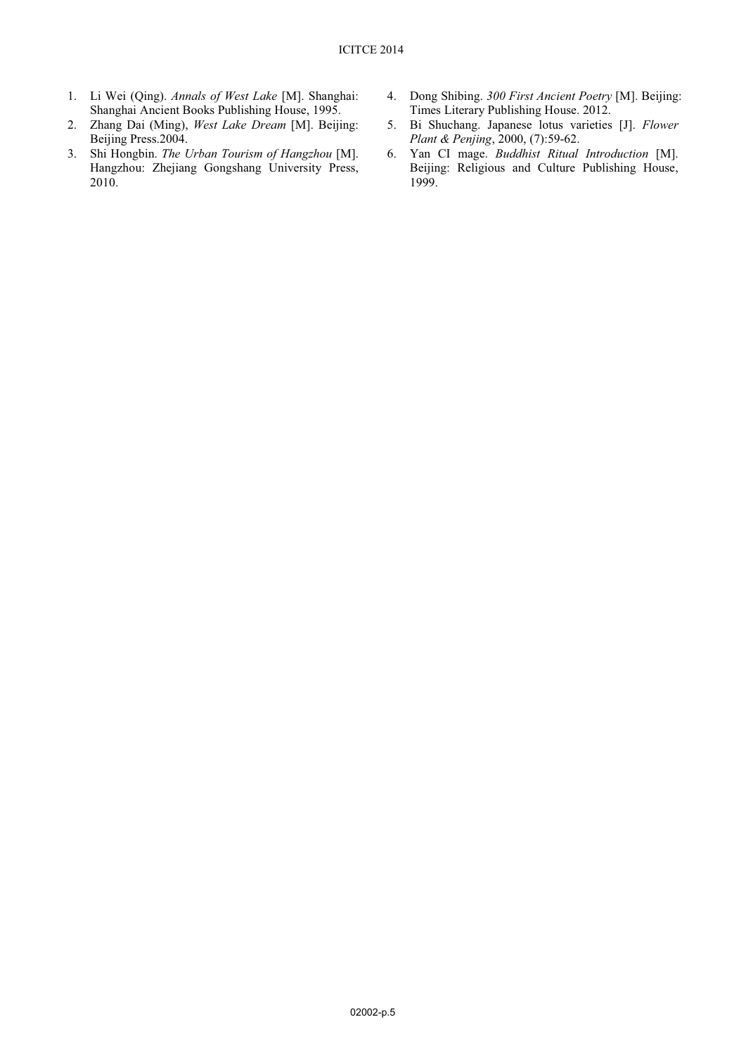1. Li Wei (Qing). *Annals of West Lake* [M]. Shanghai: Shanghai Ancient Books Publishing House, 1995.
2. Zhang Dai (Ming), *West Lake Dream* [M]. Beijing: Beijing Press.2004.
3. Shi Hongbin. *The Urban Tourism of Hangzhou* [M]. Hangzhou: Zhejiang Gongshang University Press, 2010.
4. Dong Shibing. *300 First Ancient Poetry* [M]. Beijing: Times Literary Publishing House. 2012.
5. Bi Shuchang. Japanese lotus varieties [J]. *Flower Plant & Penjing*, 2000, (7):59-62.
6. Yan CI mage. *Buddhist Ritual Introduction* [M]. Beijing: Religious and Culture Publishing House, 1999.